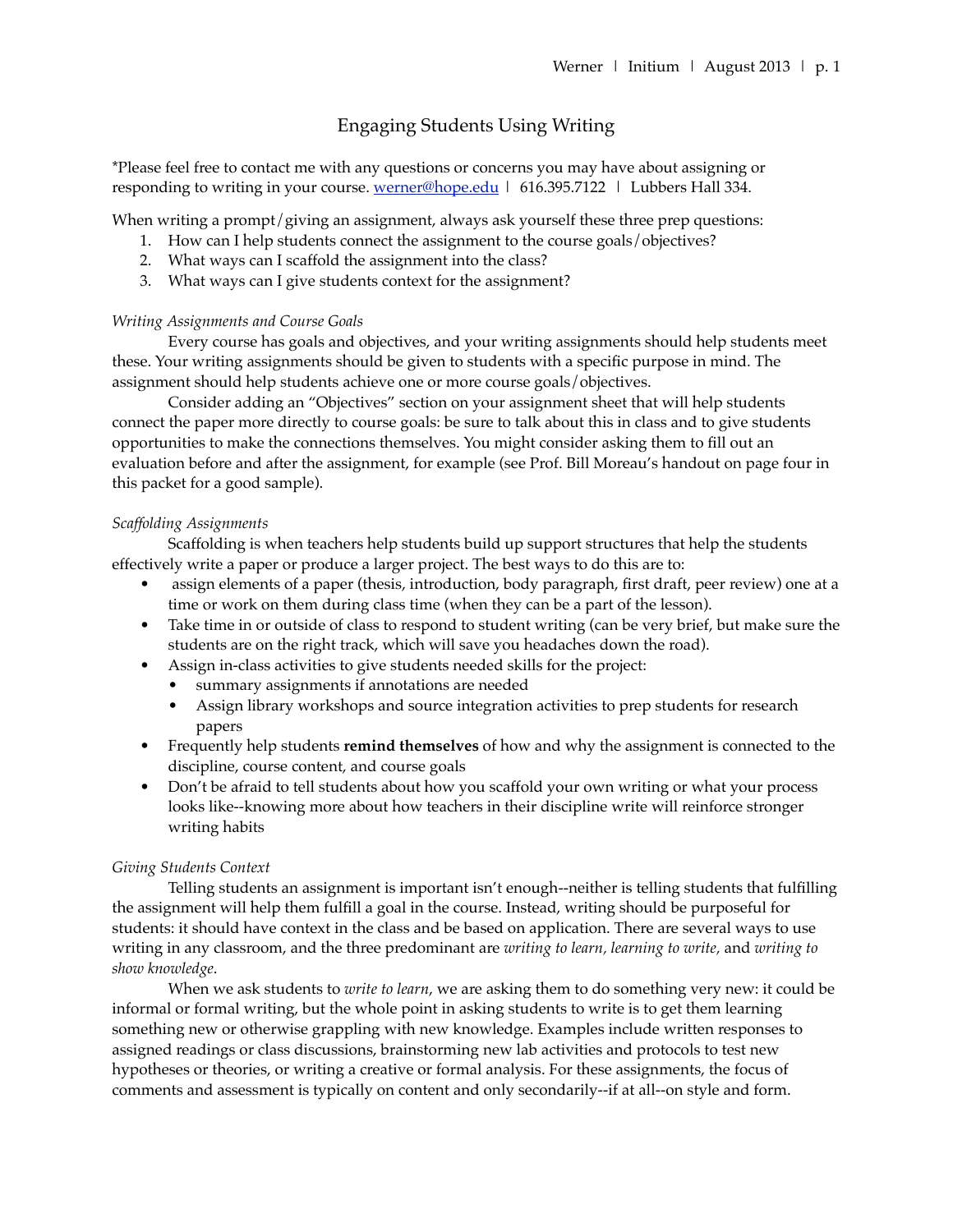# Engaging Students Using Writing

*Please feel free to contact me with any questions or concerns you may have about assigning or responding to writing in your course. [werner@hope.edu](mailto:werner@hope.edu) | 616.395.7122 | Lubbers Hall 334.

When writing a prompt/giving an assignment, always ask yourself these three prep questions:

1. How can I help students connect the assignment to the course goals/objectives?
2. What ways can I scaffold the assignment into the class?
3. What ways can I give students context for the assignment?

*Writing Assignments and Course Goals*

Every course has goals and objectives, and your writing assignments should help students meet these. Your writing assignments should be given to students with a specific purpose in mind. The assignment should help students achieve one or more course goals/objectives.

Consider adding an "Objectives" section on your assignment sheet that will help students connect the paper more directly to course goals: be sure to talk about this in class and to give students opportunities to make the connections themselves. You might consider asking them to fill out an evaluation before and after the assignment, for example (see Prof. Bill Moreau's handout on page four in this packet for a good sample).

*Scaffolding Assignments*

Scaffolding is when teachers help students build up support structures that help the students effectively write a paper or produce a larger project. The best ways to do this are to:

- assign elements of a paper (thesis, introduction, body paragraph, first draft, peer review) one at a time or work on them during class time (when they can be a part of the lesson).
- Take time in or outside of class to respond to student writing (can be very brief, but make sure the students are on the right track, which will save you headaches down the road).
- Assign in-class activities to give students needed skills for the project:
  - summary assignments if annotations are needed
  - Assign library workshops and source integration activities to prep students for research papers
- Frequently help students **remind themselves** of how and why the assignment is connected to the discipline, course content, and course goals
- Don't be afraid to tell students about how you scaffold your own writing or what your process looks like--knowing more about how teachers in their discipline write will reinforce stronger writing habits

*Giving Students Context*

Telling students an assignment is important isn't enough--neither is telling students that fulfilling the assignment will help them fulfill a goal in the course. Instead, writing should be purposeful for students: it should have context in the class and be based on application. There are several ways to use writing in any classroom, and the three predominant are *writing to learn, learning to write,* and *writing to show knowledge*.

When we ask students to *write to learn*, we are asking them to do something very new: it could be informal or formal writing, but the whole point in asking students to write is to get them learning something new or otherwise grappling with new knowledge. Examples include written responses to assigned readings or class discussions, brainstorming new lab activities and protocols to test new hypotheses or theories, or writing a creative or formal analysis. For these assignments, the focus of comments and assessment is typically on content and only secondarily--if at all--on style and form.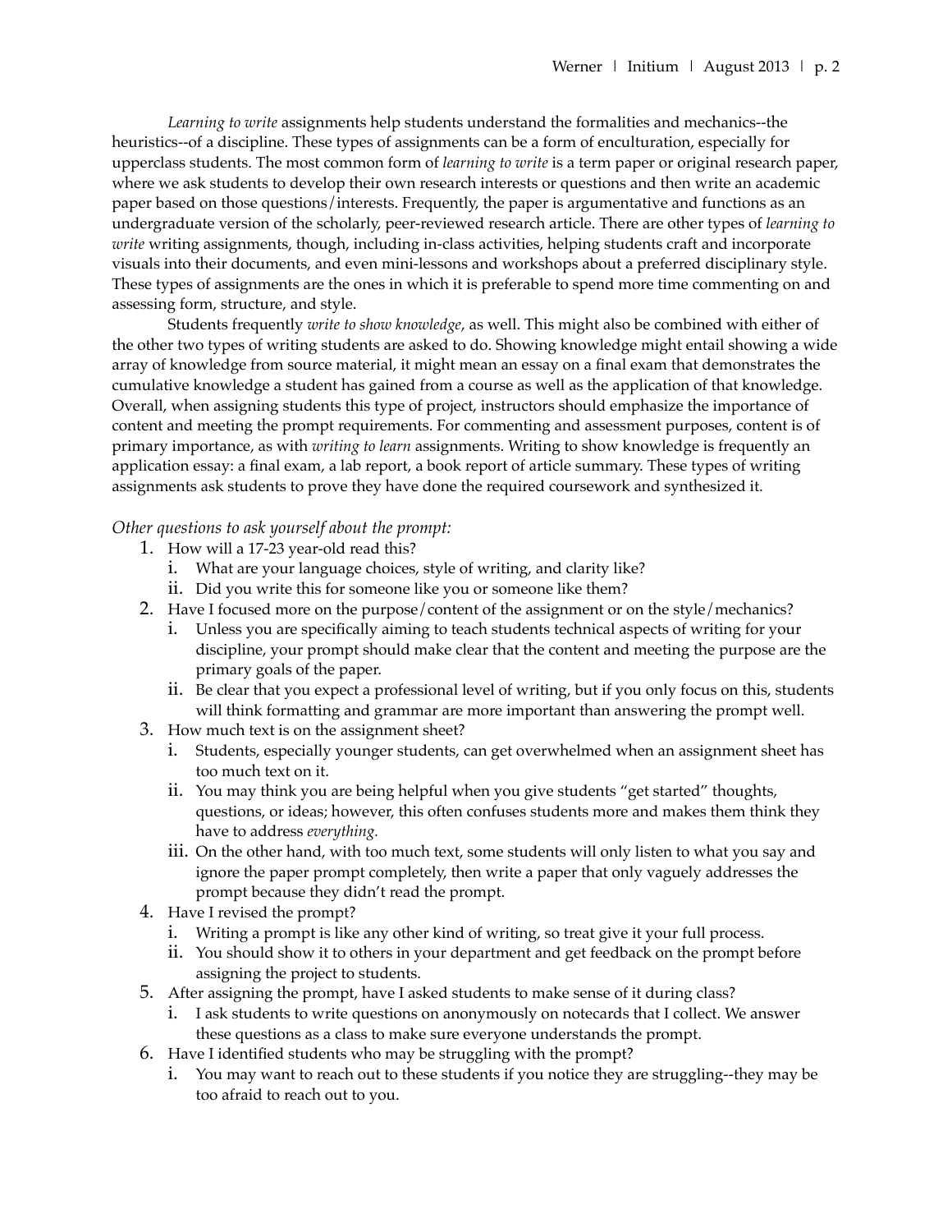*Learning to write* assignments help students understand the formalities and mechanics--the heuristics--of a discipline. These types of assignments can be a form of enculturation, especially for upperclass students. The most common form of *learning to write* is a term paper or original research paper, where we ask students to develop their own research interests or questions and then write an academic paper based on those questions/interests. Frequently, the paper is argumentative and functions as an undergraduate version of the scholarly, peer-reviewed research article. There are other types of *learning to write* writing assignments, though, including in-class activities, helping students craft and incorporate visuals into their documents, and even mini-lessons and workshops about a preferred disciplinary style. These types of assignments are the ones in which it is preferable to spend more time commenting on and assessing form, structure, and style.

Students frequently *write to show knowledge*, as well. This might also be combined with either of the other two types of writing students are asked to do. Showing knowledge might entail showing a wide array of knowledge from source material, it might mean an essay on a final exam that demonstrates the cumulative knowledge a student has gained from a course as well as the application of that knowledge. Overall, when assigning students this type of project, instructors should emphasize the importance of content and meeting the prompt requirements. For commenting and assessment purposes, content is of primary importance, as with *writing to learn* assignments. Writing to show knowledge is frequently an application essay: a final exam, a lab report, a book report of article summary. These types of writing assignments ask students to prove they have done the required coursework and synthesized it.

*Other questions to ask yourself about the prompt:*

1. How will a 17-23 year-old read this?
   i. What are your language choices, style of writing, and clarity like?
   ii. Did you write this for someone like you or someone like them?
2. Have I focused more on the purpose/content of the assignment or on the style/mechanics?
   i. Unless you are specifically aiming to teach students technical aspects of writing for your discipline, your prompt should make clear that the content and meeting the purpose are the primary goals of the paper.
   ii. Be clear that you expect a professional level of writing, but if you only focus on this, students will think formatting and grammar are more important than answering the prompt well.
3. How much text is on the assignment sheet?
   i. Students, especially younger students, can get overwhelmed when an assignment sheet has too much text on it.
   ii. You may think you are being helpful when you give students "get started" thoughts, questions, or ideas; however, this often confuses students more and makes them think they have to address *everything.*
   iii. On the other hand, with too much text, some students will only listen to what you say and ignore the paper prompt completely, then write a paper that only vaguely addresses the prompt because they didn't read the prompt.
4. Have I revised the prompt?
   i. Writing a prompt is like any other kind of writing, so treat give it your full process.
   ii. You should show it to others in your department and get feedback on the prompt before assigning the project to students.
5. After assigning the prompt, have I asked students to make sense of it during class?
   i. I ask students to write questions on anonymously on notecards that I collect. We answer these questions as a class to make sure everyone understands the prompt.
6. Have I identified students who may be struggling with the prompt?
   i. You may want to reach out to these students if you notice they are struggling--they may be too afraid to reach out to you.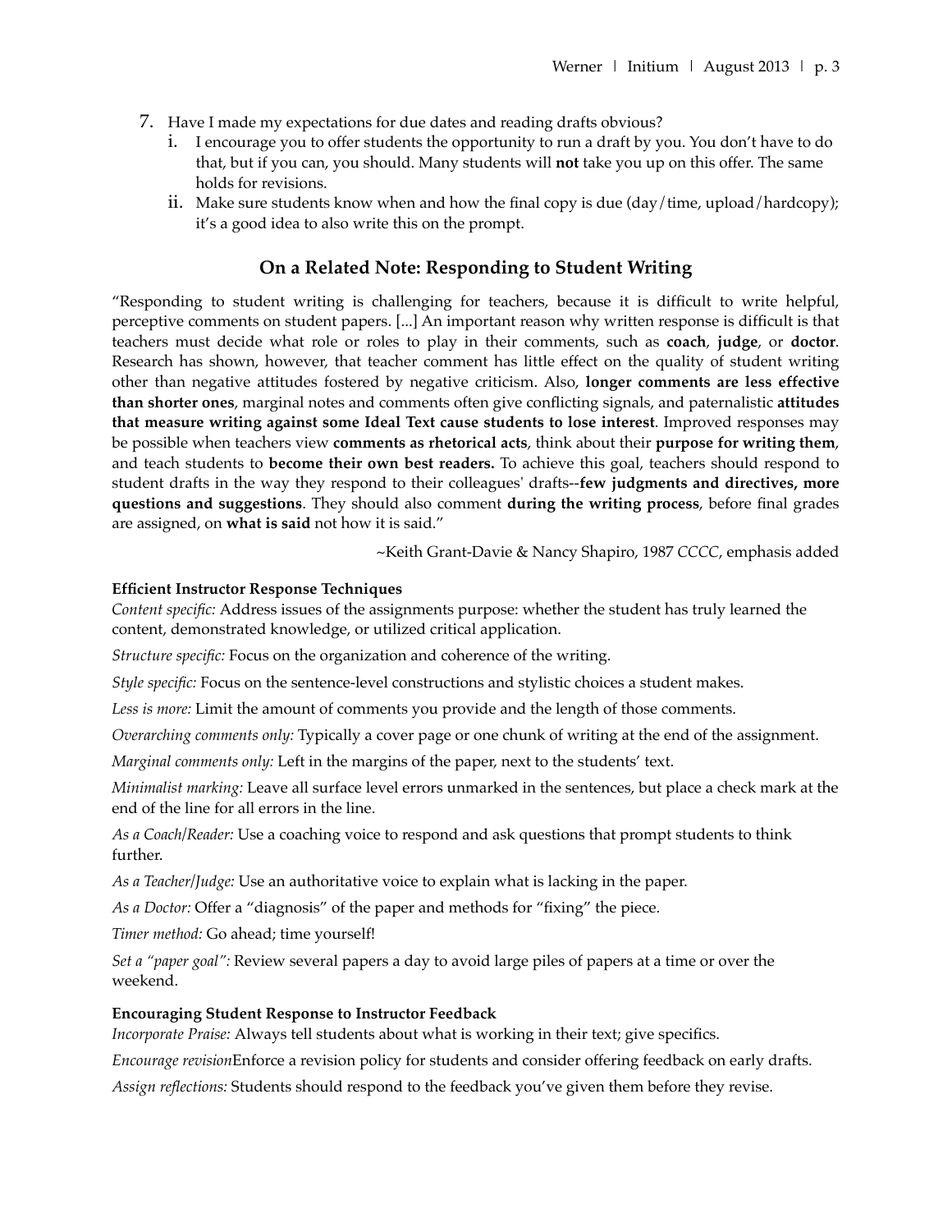7. Have I made my expectations for due dates and reading drafts obvious?
   i. I encourage you to offer students the opportunity to run a draft by you. You don't have to do that, but if you can, you should. Many students will **not** take you up on this offer. The same holds for revisions.
   ii. Make sure students know when and how the final copy is due (day/time, upload/hardcopy); it's a good idea to also write this on the prompt.

## On a Related Note: Responding to Student Writing

"Responding to student writing is challenging for teachers, because it is difficult to write helpful, perceptive comments on student papers. [...] An important reason why written response is difficult is that teachers must decide what role or roles to play in their comments, such as **coach**, **judge**, or **doctor**. Research has shown, however, that teacher comment has little effect on the quality of student writing other than negative attitudes fostered by negative criticism. Also, **longer comments are less effective than shorter ones**, marginal notes and comments often give conflicting signals, and paternalistic **attitudes that measure writing against some Ideal Text cause students to lose interest**. Improved responses may be possible when teachers view **comments as rhetorical acts**, think about their **purpose for writing them**, and teach students to **become their own best readers.** To achieve this goal, teachers should respond to student drafts in the way they respond to their colleagues' drafts--**few judgments and directives, more questions and suggestions**. They should also comment **during the writing process**, before final grades are assigned, on **what is said** not how it is said."

~Keith Grant-Davie & Nancy Shapiro, 1987 *CCCC*, emphasis added

**Efficient Instructor Response Techniques**

*Content specific:* Address issues of the assignments purpose: whether the student has truly learned the content, demonstrated knowledge, or utilized critical application.

*Structure specific:* Focus on the organization and coherence of the writing.

*Style specific:* Focus on the sentence-level constructions and stylistic choices a student makes.

*Less is more:* Limit the amount of comments you provide and the length of those comments.

*Overarching comments only:* Typically a cover page or one chunk of writing at the end of the assignment.

*Marginal comments only:* Left in the margins of the paper, next to the students' text.

*Minimalist marking:* Leave all surface level errors unmarked in the sentences, but place a check mark at the end of the line for all errors in the line.

*As a Coach/Reader:* Use a coaching voice to respond and ask questions that prompt students to think further.

*As a Teacher/Judge:* Use an authoritative voice to explain what is lacking in the paper.

*As a Doctor:* Offer a "diagnosis" of the paper and methods for "fixing" the piece.

*Timer method:* Go ahead; time yourself!

*Set a "paper goal":* Review several papers a day to avoid large piles of papers at a time or over the weekend.

**Encouraging Student Response to Instructor Feedback**

*Incorporate Praise:* Always tell students about what is working in their text; give specifics.

*Encourage revision*Enforce a revision policy for students and consider offering feedback on early drafts.

*Assign reflections:* Students should respond to the feedback you've given them before they revise.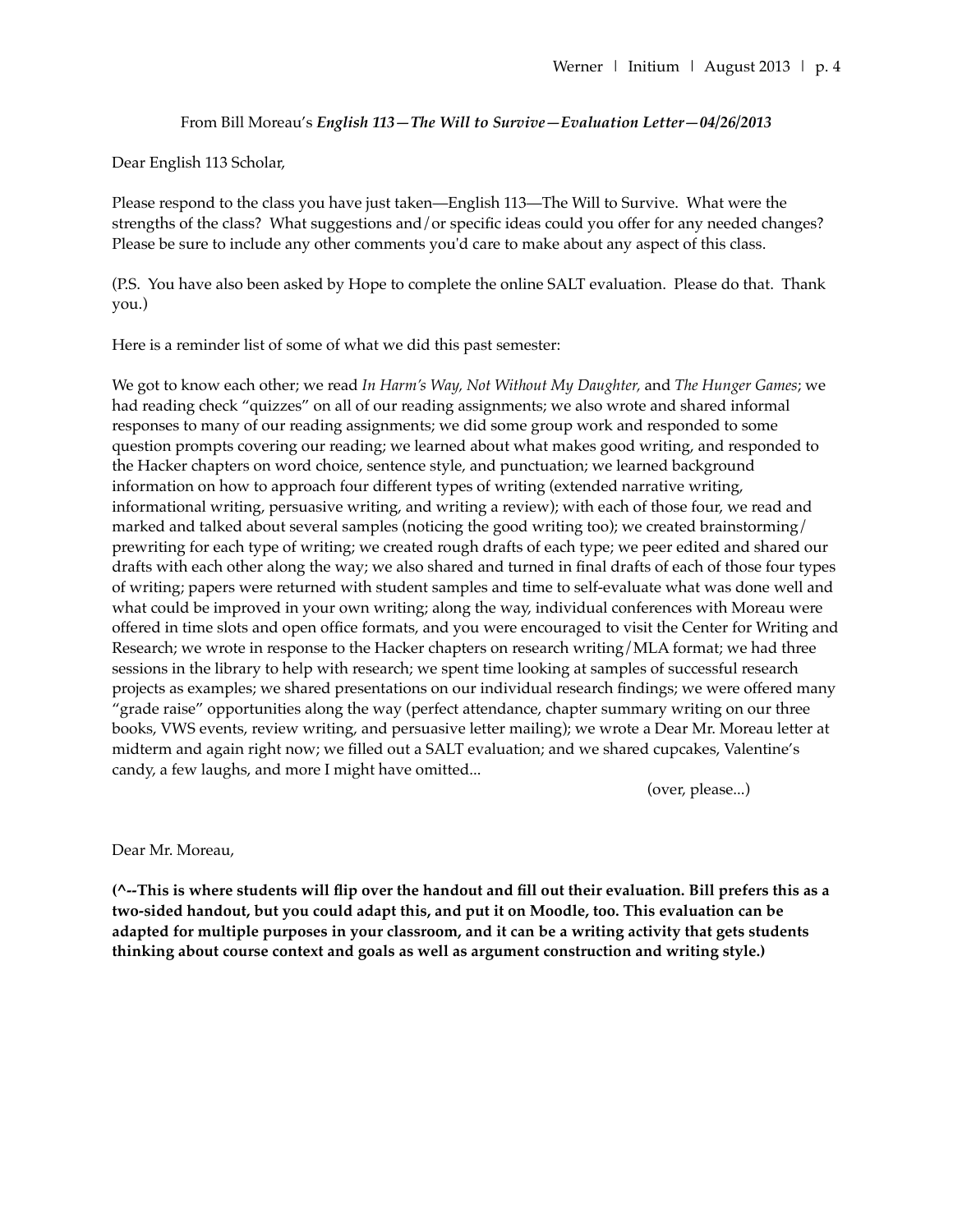From Bill Moreau's ***English 113—The Will to Survive—Evaluation Letter—04/26/2013***

Dear English 113 Scholar,

Please respond to the class you have just taken—English 113—The Will to Survive. What were the strengths of the class? What suggestions and/or specific ideas could you offer for any needed changes? Please be sure to include any other comments you'd care to make about any aspect of this class.

(P.S. You have also been asked by Hope to complete the online SALT evaluation. Please do that. Thank you.)

Here is a reminder list of some of what we did this past semester:

We got to know each other; we read *In Harm's Way, Not Without My Daughter,* and *The Hunger Games*; we had reading check "quizzes" on all of our reading assignments; we also wrote and shared informal responses to many of our reading assignments; we did some group work and responded to some question prompts covering our reading; we learned about what makes good writing, and responded to the Hacker chapters on word choice, sentence style, and punctuation; we learned background information on how to approach four different types of writing (extended narrative writing, informational writing, persuasive writing, and writing a review); with each of those four, we read and marked and talked about several samples (noticing the good writing too); we created brainstorming/prewriting for each type of writing; we created rough drafts of each type; we peer edited and shared our drafts with each other along the way; we also shared and turned in final drafts of each of those four types of writing; papers were returned with student samples and time to self-evaluate what was done well and what could be improved in your own writing; along the way, individual conferences with Moreau were offered in time slots and open office formats, and you were encouraged to visit the Center for Writing and Research; we wrote in response to the Hacker chapters on research writing/MLA format; we had three sessions in the library to help with research; we spent time looking at samples of successful research projects as examples; we shared presentations on our individual research findings; we were offered many "grade raise" opportunities along the way (perfect attendance, chapter summary writing on our three books, VWS events, review writing, and persuasive letter mailing); we wrote a Dear Mr. Moreau letter at midterm and again right now; we filled out a SALT evaluation; and we shared cupcakes, Valentine's candy, a few laughs, and more I might have omitted...

(over, please...)

Dear Mr. Moreau,

**(^--This is where students will flip over the handout and fill out their evaluation. Bill prefers this as a two-sided handout, but you could adapt this, and put it on Moodle, too. This evaluation can be adapted for multiple purposes in your classroom, and it can be a writing activity that gets students thinking about course context and goals as well as argument construction and writing style.)**